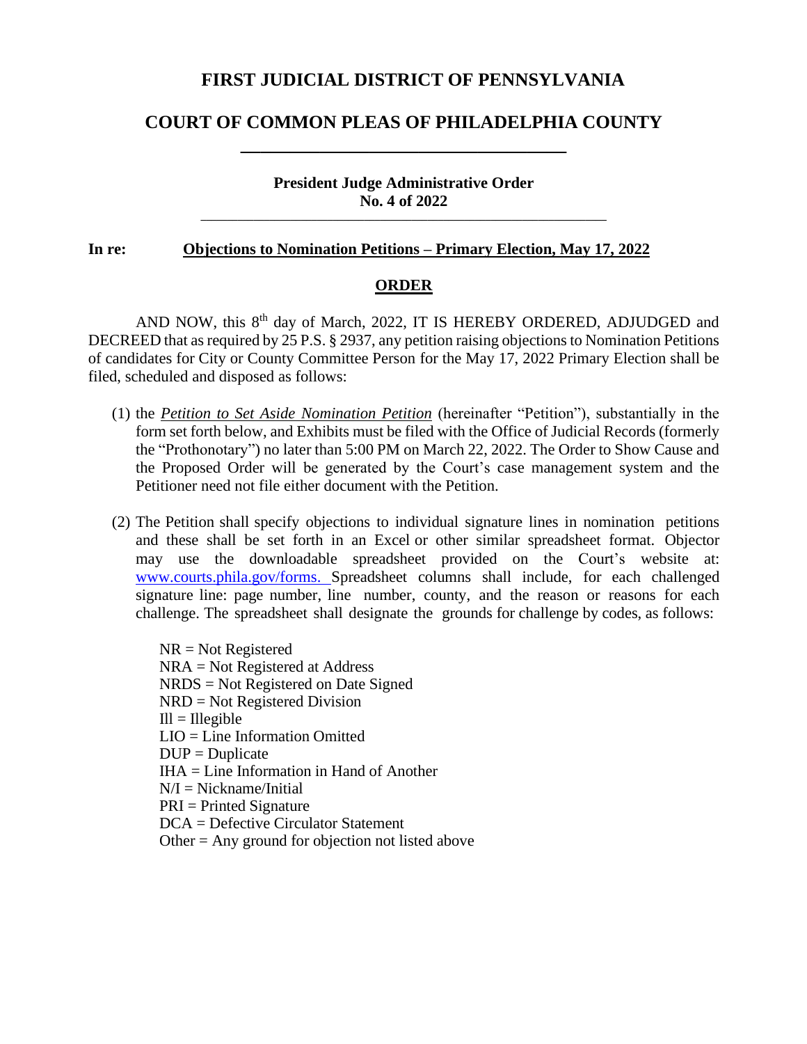# FIRST JUDICIAL DISTRICT OF PENNSYLVANIA

# COURT OF COMMON PLEAS OF PHILADELPHIA COUNTY

---

**President Judge Administrative Order**
**No. 4 of 2022**

---

**In re:** **Objections to Nomination Petitions – Primary Election, May 17, 2022**

## ORDER

AND NOW, this 8th day of March, 2022, IT IS HEREBY ORDERED, ADJUDGED and DECREED that as required by 25 P.S. § 2937, any petition raising objections to Nomination Petitions of candidates for City or County Committee Person for the May 17, 2022 Primary Election shall be filed, scheduled and disposed as follows:

(1) the ***Petition to Set Aside Nomination Petition*** (hereinafter "Petition"), substantially in the form set forth below, and Exhibits must be filed with the Office of Judicial Records (formerly the "Prothonotary") no later than 5:00 PM on March 22, 2022. The Order to Show Cause and the Proposed Order will be generated by the Court's case management system and the Petitioner need not file either document with the Petition.

(2) The Petition shall specify objections to individual signature lines in nomination petitions and these shall be set forth in an Excel or other similar spreadsheet format. Objector may use the downloadable spreadsheet provided on the Court's website at: www.courts.phila.gov/forms. Spreadsheet columns shall include, for each challenged signature line: page number, line number, county, and the reason or reasons for each challenge. The spreadsheet shall designate the grounds for challenge by codes, as follows:

    NR = Not Registered
    NRA = Not Registered at Address
    NRDS = Not Registered on Date Signed
    NRD = Not Registered Division
    Ill = Illegible
    LIO = Line Information Omitted
    DUP = Duplicate
    IHA = Line Information in Hand of Another
    N/I = Nickname/Initial
    PRI = Printed Signature
    DCA = Defective Circulator Statement
    Other = Any ground for objection not listed above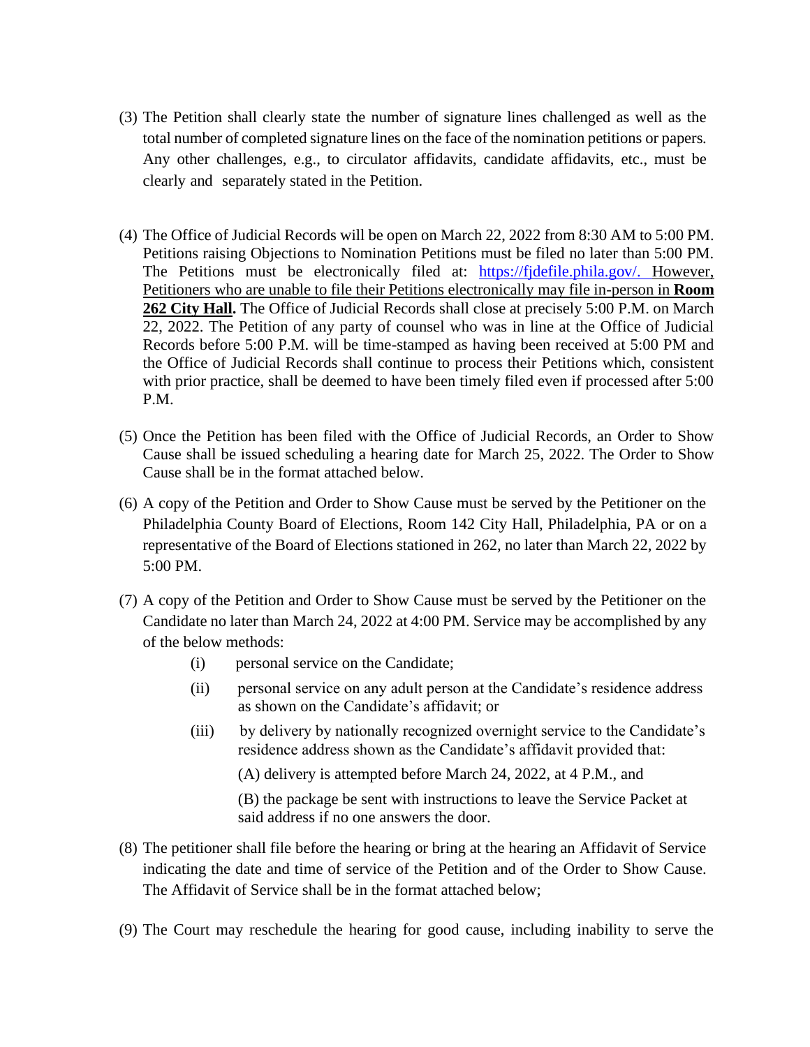(3) The Petition shall clearly state the number of signature lines challenged as well as the total number of completed signature lines on the face of the nomination petitions or papers. Any other challenges, e.g., to circulator affidavits, candidate affidavits, etc., must be clearly and separately stated in the Petition.

(4) The Office of Judicial Records will be open on March 22, 2022 from 8:30 AM to 5:00 PM. Petitions raising Objections to Nomination Petitions must be filed no later than 5:00 PM. The Petitions must be electronically filed at: [https://fjdefile.phila.gov/.](https://fjdefile.phila.gov/) However, Petitioners who are unable to file their Petitions electronically may file in-person in **Room 262 City Hall**. The Office of Judicial Records shall close at precisely 5:00 P.M. on March 22, 2022. The Petition of any party of counsel who was in line at the Office of Judicial Records before 5:00 P.M. will be time-stamped as having been received at 5:00 PM and the Office of Judicial Records shall continue to process their Petitions which, consistent with prior practice, shall be deemed to have been timely filed even if processed after 5:00 P.M.

(5) Once the Petition has been filed with the Office of Judicial Records, an Order to Show Cause shall be issued scheduling a hearing date for March 25, 2022. The Order to Show Cause shall be in the format attached below.

(6) A copy of the Petition and Order to Show Cause must be served by the Petitioner on the Philadelphia County Board of Elections, Room 142 City Hall, Philadelphia, PA or on a representative of the Board of Elections stationed in 262, no later than March 22, 2022 by 5:00 PM.

(7) A copy of the Petition and Order to Show Cause must be served by the Petitioner on the Candidate no later than March 24, 2022 at 4:00 PM. Service may be accomplished by any of the below methods:

    (i) personal service on the Candidate;

    (ii) personal service on any adult person at the Candidate's residence address as shown on the Candidate's affidavit; or

    (iii) by delivery by nationally recognized overnight service to the Candidate's residence address shown as the Candidate's affidavit provided that:

        (A) delivery is attempted before March 24, 2022, at 4 P.M., and

        (B) the package be sent with instructions to leave the Service Packet at said address if no one answers the door.

(8) The petitioner shall file before the hearing or bring at the hearing an Affidavit of Service indicating the date and time of service of the Petition and of the Order to Show Cause. The Affidavit of Service shall be in the format attached below;

(9) The Court may reschedule the hearing for good cause, including inability to serve the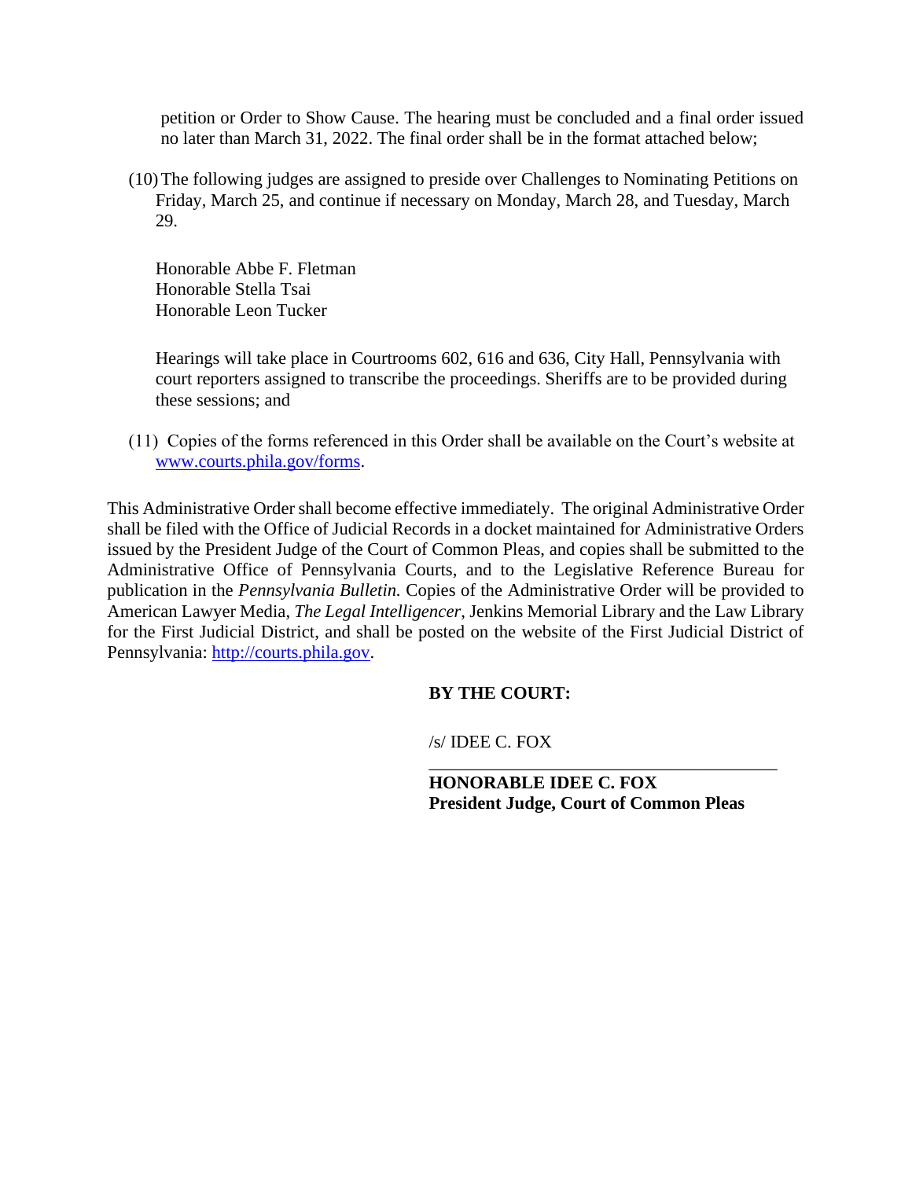petition or Order to Show Cause. The hearing must be concluded and a final order issued no later than March 31, 2022. The final order shall be in the format attached below;

(10) The following judges are assigned to preside over Challenges to Nominating Petitions on Friday, March 25, and continue if necessary on Monday, March 28, and Tuesday, March 29.

Honorable Abbe F. Fletman
Honorable Stella Tsai
Honorable Leon Tucker

Hearings will take place in Courtrooms 602, 616 and 636, City Hall, Pennsylvania with court reporters assigned to transcribe the proceedings. Sheriffs are to be provided during these sessions; and

(11) Copies of the forms referenced in this Order shall be available on the Court's website at www.courts.phila.gov/forms.

This Administrative Order shall become effective immediately. The original Administrative Order shall be filed with the Office of Judicial Records in a docket maintained for Administrative Orders issued by the President Judge of the Court of Common Pleas, and copies shall be submitted to the Administrative Office of Pennsylvania Courts, and to the Legislative Reference Bureau for publication in the *Pennsylvania Bulletin.* Copies of the Administrative Order will be provided to American Lawyer Media, *The Legal Intelligencer*, Jenkins Memorial Library and the Law Library for the First Judicial District, and shall be posted on the website of the First Judicial District of Pennsylvania: http://courts.phila.gov.

**BY THE COURT:**

/s/ IDEE C. FOX

______________________________________

**HONORABLE IDEE C. FOX**
**President Judge, Court of Common Pleas**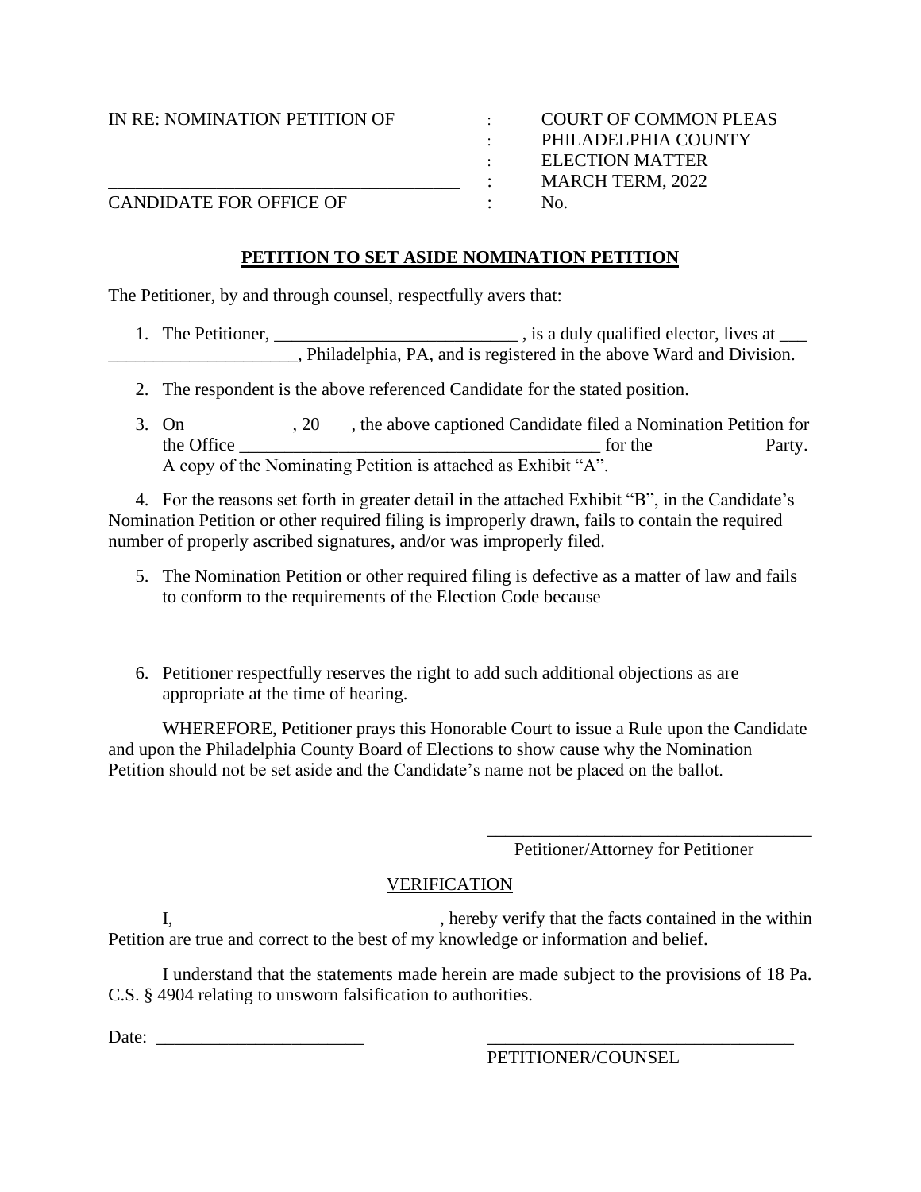| IN RE: NOMINATION PETITION OF | : | COURT OF COMMON PLEAS |
|---|---|---|
| | : | PHILADELPHIA COUNTY |
| | : | ELECTION MATTER |
| _______________________________________ | : | MARCH TERM, 2022 |
| CANDIDATE FOR OFFICE OF | : | No. |

**PETITION TO SET ASIDE NOMINATION PETITION**

The Petitioner, by and through counsel, respectfully avers that:

1. The Petitioner, ___________________________ , is a duly qualified elector, lives at ___ _____________________, Philadelphia, PA, and is registered in the above Ward and Division.

2. The respondent is the above referenced Candidate for the stated position.

3. On , 20 , the above captioned Candidate filed a Nomination Petition for the Office _________________________________________ for the Party. A copy of the Nominating Petition is attached as Exhibit "A".

4. For the reasons set forth in greater detail in the attached Exhibit "B", in the Candidate's Nomination Petition or other required filing is improperly drawn, fails to contain the required number of properly ascribed signatures, and/or was improperly filed.

5. The Nomination Petition or other required filing is defective as a matter of law and fails to conform to the requirements of the Election Code because

6. Petitioner respectfully reserves the right to add such additional objections as are appropriate at the time of hearing.

WHEREFORE, Petitioner prays this Honorable Court to issue a Rule upon the Candidate and upon the Philadelphia County Board of Elections to show cause why the Nomination Petition should not be set aside and the Candidate's name not be placed on the ballot.

_____________________________________
Petitioner/Attorney for Petitioner

VERIFICATION

I, , hereby verify that the facts contained in the within Petition are true and correct to the best of my knowledge or information and belief.

I understand that the statements made herein are made subject to the provisions of 18 Pa. C.S. § 4904 relating to unsworn falsification to authorities.

Date: _______________________

___________________________________
PETITIONER/COUNSEL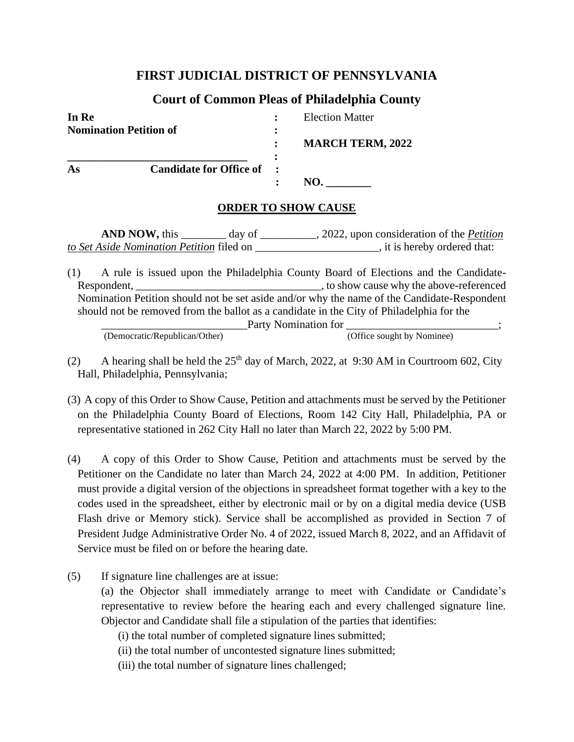# FIRST JUDICIAL DISTRICT OF PENNSYLVANIA

## Court of Common Pleas of Philadelphia County

| | | |
|---|---|---|
| **In Re** | : | Election Matter |
| **Nomination Petition of** | : | |
| | : | **MARCH TERM, 2022** |
| ________________________________ | : | |
| **As Candidate for Office of** | : | |
| | : | **NO. ________** |

## ORDER TO SHOW CAUSE

**AND NOW,** this ________ day of __________, 2022, upon consideration of the *Petition to Set Aside Nomination Petition* filed on ______________________, it is hereby ordered that:

(1) A rule is issued upon the Philadelphia County Board of Elections and the Candidate-Respondent, _________________________________, to show cause why the above-referenced Nomination Petition should not be set aside and/or why the name of the Candidate-Respondent should not be removed from the ballot as a candidate in the City of Philadelphia for the __________________________Party Nomination for ___________________________;
(Democratic/Republican/Other) (Office sought by Nominee)

(2) A hearing shall be held the 25th day of March, 2022, at 9:30 AM in Courtroom 602, City Hall, Philadelphia, Pennsylvania;

(3) A copy of this Order to Show Cause, Petition and attachments must be served by the Petitioner on the Philadelphia County Board of Elections, Room 142 City Hall, Philadelphia, PA or representative stationed in 262 City Hall no later than March 22, 2022 by 5:00 PM.

(4) A copy of this Order to Show Cause, Petition and attachments must be served by the Petitioner on the Candidate no later than March 24, 2022 at 4:00 PM. In addition, Petitioner must provide a digital version of the objections in spreadsheet format together with a key to the codes used in the spreadsheet, either by electronic mail or by on a digital media device (USB Flash drive or Memory stick). Service shall be accomplished as provided in Section 7 of President Judge Administrative Order No. 4 of 2022, issued March 8, 2022, and an Affidavit of Service must be filed on or before the hearing date.

(5) If signature line challenges are at issue:

(a) the Objector shall immediately arrange to meet with Candidate or Candidate's representative to review before the hearing each and every challenged signature line. Objector and Candidate shall file a stipulation of the parties that identifies:

(i) the total number of completed signature lines submitted;

(ii) the total number of uncontested signature lines submitted;

(iii) the total number of signature lines challenged;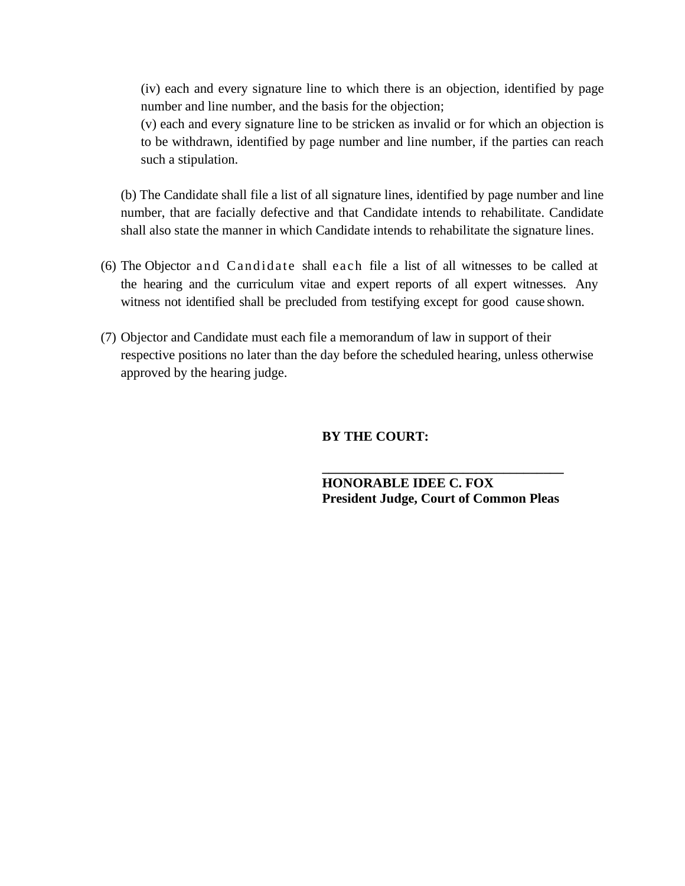(iv) each and every signature line to which there is an objection, identified by page number and line number, and the basis for the objection;

(v) each and every signature line to be stricken as invalid or for which an objection is to be withdrawn, identified by page number and line number, if the parties can reach such a stipulation.

(b) The Candidate shall file a list of all signature lines, identified by page number and line number, that are facially defective and that Candidate intends to rehabilitate. Candidate shall also state the manner in which Candidate intends to rehabilitate the signature lines.

(6) The Objector and Candidate shall each file a list of all witnesses to be called at the hearing and the curriculum vitae and expert reports of all expert witnesses. Any witness not identified shall be precluded from testifying except for good cause shown.

(7) Objector and Candidate must each file a memorandum of law in support of their respective positions no later than the day before the scheduled hearing, unless otherwise approved by the hearing judge.

**BY THE COURT:**

\_\_\_\_\_\_\_\_\_\_\_\_\_\_\_\_\_\_\_\_\_\_\_\_\_\_\_\_\_\_\_\_\_\_\_\_

**HONORABLE IDEE C. FOX**
**President Judge, Court of Common Pleas**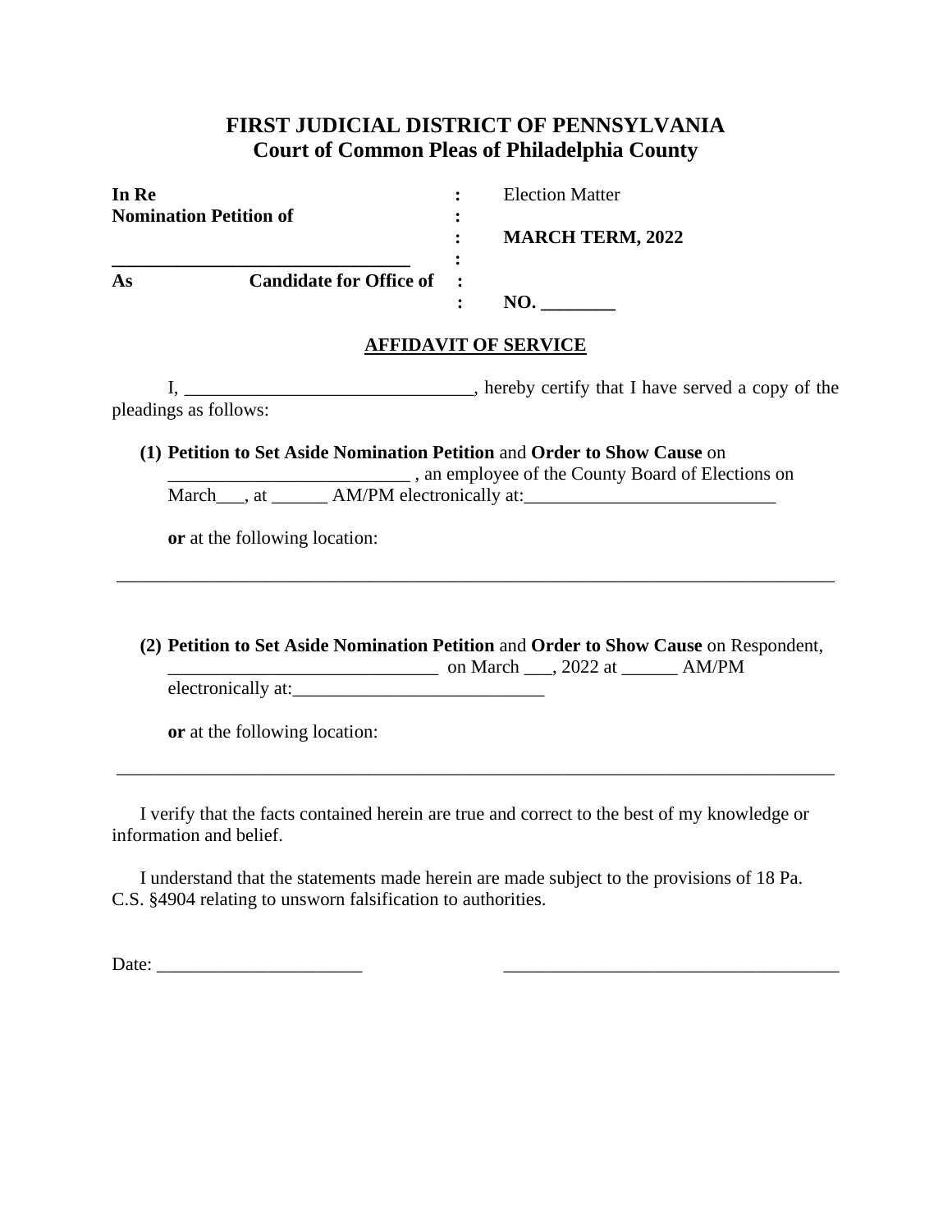# FIRST JUDICIAL DISTRICT OF PENNSYLVANIA
## Court of Common Pleas of Philadelphia County

| | | |
|---|---|---|
| **In Re** | : | Election Matter |
| **Nomination Petition of** | : | |
| | : | **MARCH TERM, 2022** |
| ________________________________ | : | |
| **As** **Candidate for Office of** | : | |
| | : | **NO. ________** |

**AFFIDAVIT OF SERVICE**

I, _______________________________, hereby certify that I have served a copy of the pleadings as follows:

**(1) Petition to Set Aside Nomination Petition** and **Order to Show Cause** on _________________________ , an employee of the County Board of Elections on March___, at ______ AM/PM electronically at:___________________________

**or** at the following location:

_______________________________________________________________________________

**(2) Petition to Set Aside Nomination Petition** and **Order to Show Cause** on Respondent, _____________________________ on March ___, 2022 at ______ AM/PM electronically at:___________________________

**or** at the following location:

_______________________________________________________________________________

I verify that the facts contained herein are true and correct to the best of my knowledge or information and belief.

I understand that the statements made herein are made subject to the provisions of 18 Pa. C.S. §4904 relating to unsworn falsification to authorities.

Date: ______________________ ____________________________________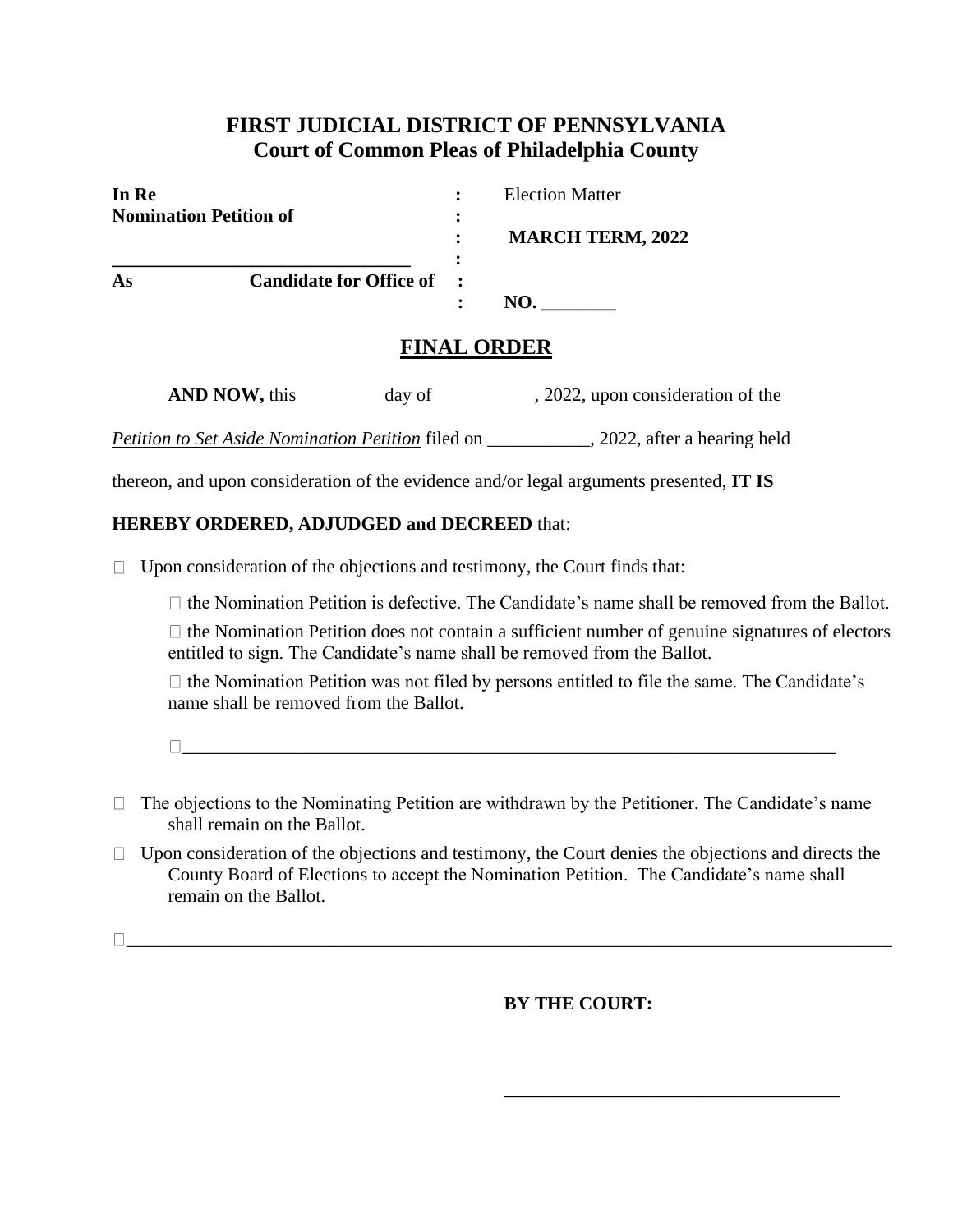**FIRST JUDICIAL DISTRICT OF PENNSYLVANIA**
**Court of Common Pleas of Philadelphia County**

| | | |
|---|---|---|
| **In Re** | : | Election Matter |
| **Nomination Petition of** | : | |
| | : | **MARCH TERM, 2022** |
| ________________________________ | : | |
| **As Candidate for Office of** | : | |
| | : | **NO. ________** |

## FINAL ORDER

**AND NOW,** this day of , 2022, upon consideration of the *Petition to Set Aside Nomination Petition* filed on ___________, 2022, after a hearing held thereon, and upon consideration of the evidence and/or legal arguments presented, **IT IS HEREBY ORDERED, ADJUDGED and DECREED** that:

☐ Upon consideration of the objections and testimony, the Court finds that:

- ☐ the Nomination Petition is defective. The Candidate's name shall be removed from the Ballot.
- ☐ the Nomination Petition does not contain a sufficient number of genuine signatures of electors entitled to sign. The Candidate's name shall be removed from the Ballot.
- ☐ the Nomination Petition was not filed by persons entitled to file the same. The Candidate's name shall be removed from the Ballot.
- ☐________________________________________________________________________

☐ The objections to the Nominating Petition are withdrawn by the Petitioner. The Candidate's name shall remain on the Ballot.

☐ Upon consideration of the objections and testimony, the Court denies the objections and directs the County Board of Elections to accept the Nomination Petition. The Candidate's name shall remain on the Ballot.

☐________________________________________________________________________________

**BY THE COURT:**

___________________________________